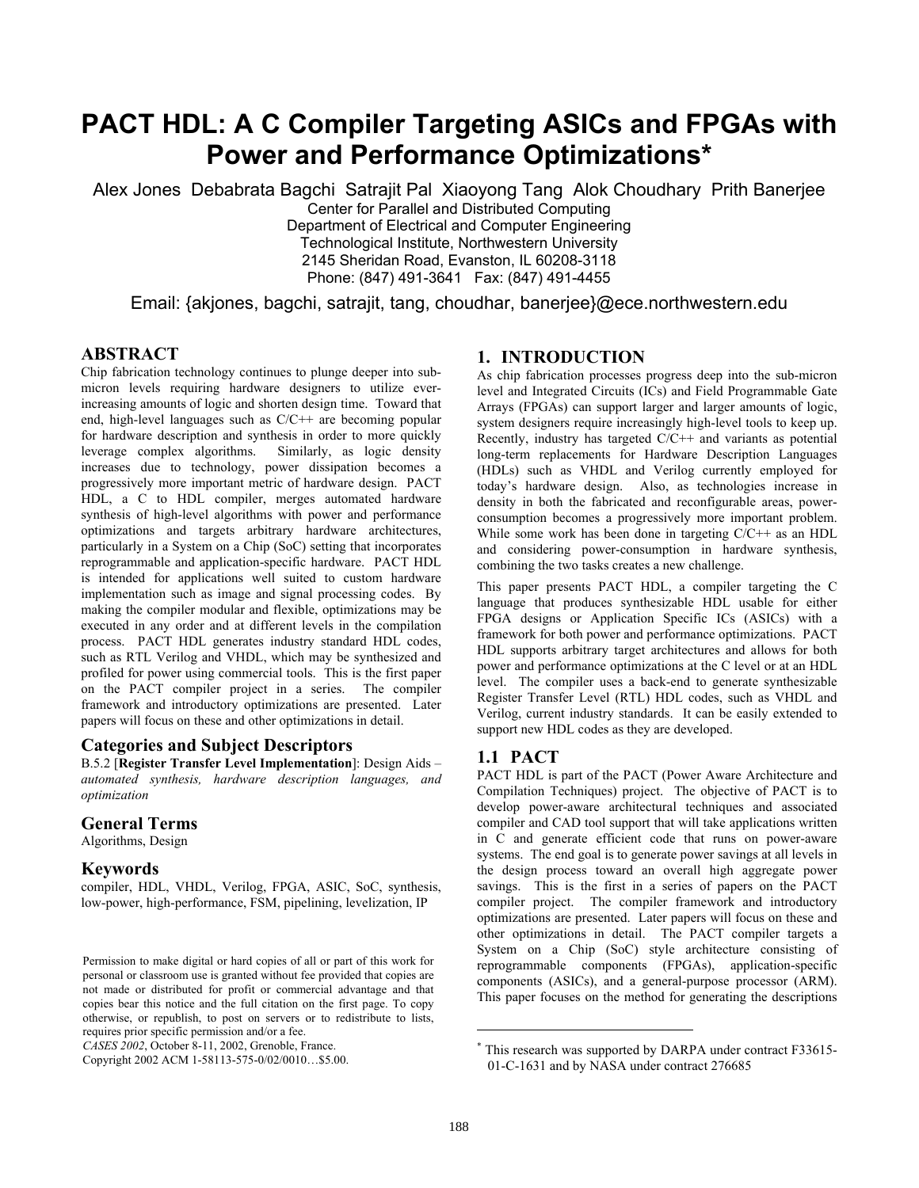# PACT HDL: A C Compiler Targeting ASICs and FPGAs with Power and Performance Optimizations*

Alex Jones Debabrata Bagchi Satrajit Pal Xiaoyong Tang Alok Choudhary Prith Banerjee

Center for Parallel and Distributed Computing
Department of Electrical and Computer Engineering
Technological Institute, Northwestern University
2145 Sheridan Road, Evanston, IL 60208-3118
Phone: (847) 491-3641 Fax: (847) 491-4455

Email: {akjones, bagchi, satrajit, tang, choudhar, banerjee}@ece.northwestern.edu

## ABSTRACT

Chip fabrication technology continues to plunge deeper into sub-micron levels requiring hardware designers to utilize ever-increasing amounts of logic and shorten design time. Toward that end, high-level languages such as C/C++ are becoming popular for hardware description and synthesis in order to more quickly leverage complex algorithms. Similarly, as logic density increases due to technology, power dissipation becomes a progressively more important metric of hardware design. PACT HDL, a C to HDL compiler, merges automated hardware synthesis of high-level algorithms with power and performance optimizations and targets arbitrary hardware architectures, particularly in a System on a Chip (SoC) setting that incorporates reprogrammable and application-specific hardware. PACT HDL is intended for applications well suited to custom hardware implementation such as image and signal processing codes. By making the compiler modular and flexible, optimizations may be executed in any order and at different levels in the compilation process. PACT HDL generates industry standard HDL codes, such as RTL Verilog and VHDL, which may be synthesized and profiled for power using commercial tools. This is the first paper on the PACT compiler project in a series. The compiler framework and introductory optimizations are presented. Later papers will focus on these and other optimizations in detail.

## Categories and Subject Descriptors

B.5.2 [**Register Transfer Level Implementation**]: Design Aids – *automated synthesis, hardware description languages, and optimization*

## General Terms

Algorithms, Design

## Keywords

compiler, HDL, VHDL, Verilog, FPGA, ASIC, SoC, synthesis, low-power, high-performance, FSM, pipelining, levelization, IP

Permission to make digital or hard copies of all or part of this work for personal or classroom use is granted without fee provided that copies are not made or distributed for profit or commercial advantage and that copies bear this notice and the full citation on the first page. To copy otherwise, or republish, to post on servers or to redistribute to lists, requires prior specific permission and/or a fee.
*CASES 2002*, October 8-11, 2002, Grenoble, France.
Copyright 2002 ACM 1-58113-575-0/02/0010…$5.00.

## 1. INTRODUCTION

As chip fabrication processes progress deep into the sub-micron level and Integrated Circuits (ICs) and Field Programmable Gate Arrays (FPGAs) can support larger and larger amounts of logic, system designers require increasingly high-level tools to keep up. Recently, industry has targeted C/C++ and variants as potential long-term replacements for Hardware Description Languages (HDLs) such as VHDL and Verilog currently employed for today's hardware design. Also, as technologies increase in density in both the fabricated and reconfigurable areas, power-consumption becomes a progressively more important problem. While some work has been done in targeting C/C++ as an HDL and considering power-consumption in hardware synthesis, combining the two tasks creates a new challenge.

This paper presents PACT HDL, a compiler targeting the C language that produces synthesizable HDL usable for either FPGA designs or Application Specific ICs (ASICs) with a framework for both power and performance optimizations. PACT HDL supports arbitrary target architectures and allows for both power and performance optimizations at the C level or at an HDL level. The compiler uses a back-end to generate synthesizable Register Transfer Level (RTL) HDL codes, such as VHDL and Verilog, current industry standards. It can be easily extended to support new HDL codes as they are developed.

### 1.1 PACT

PACT HDL is part of the PACT (Power Aware Architecture and Compilation Techniques) project. The objective of PACT is to develop power-aware architectural techniques and associated compiler and CAD tool support that will take applications written in C and generate efficient code that runs on power-aware systems. The end goal is to generate power savings at all levels in the design process toward an overall high aggregate power savings. This is the first in a series of papers on the PACT compiler project. The compiler framework and introductory optimizations are presented. Later papers will focus on these and other optimizations in detail. The PACT compiler targets a System on a Chip (SoC) style architecture consisting of reprogrammable components (FPGAs), application-specific components (ASICs), and a general-purpose processor (ARM). This paper focuses on the method for generating the descriptions

* This research was supported by DARPA under contract F33615-01-C-1631 and by NASA under contract 276685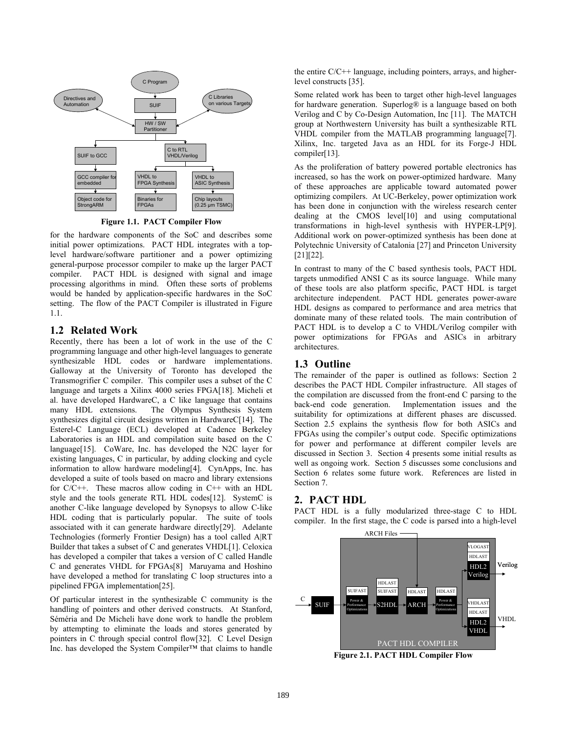Figure 1.1. PACT Compiler Flow

for the hardware components of the SoC and describes some initial power optimizations. PACT HDL integrates with a top-level hardware/software partitioner and a power optimizing general-purpose processor compiler to make up the larger PACT compiler. PACT HDL is designed with signal and image processing algorithms in mind. Often these sorts of problems would be handed by application-specific hardwares in the SoC setting. The flow of the PACT Compiler is illustrated in Figure 1.1.

## 1.2 Related Work

Recently, there has been a lot of work in the use of the C programming language and other high-level languages to generate synthesizable HDL codes or hardware implementations. Galloway at the University of Toronto has developed the Transmogrifier C compiler. This compiler uses a subset of the C language and targets a Xilinx 4000 series FPGA[18]. Micheli et al. have developed HardwareC, a C like language that contains many HDL extensions. The Olympus Synthesis System synthesizes digital circuit designs written in HardwareC[14]. The Esterel-C Language (ECL) developed at Cadence Berkeley Laboratories is an HDL and compilation suite based on the C language[15]. CoWare, Inc. has developed the N2C layer for existing languages, C in particular, by adding clocking and cycle information to allow hardware modeling[4]. CynApps, Inc. has developed a suite of tools based on macro and library extensions for C/C++. These macros allow coding in C++ with an HDL style and the tools generate RTL HDL codes[12]. SystemC is another C-like language developed by Synopsys to allow C-like HDL coding that is particularly popular. The suite of tools associated with it can generate hardware directly[29]. Adelante Technologies (formerly Frontier Design) has a tool called A|RT Builder that takes a subset of C and generates VHDL[1]. Celoxica has developed a compiler that takes a version of C called Handle C and generates VHDL for FPGAs[8] Maruyama and Hoshino have developed a method for translating C loop structures into a pipelined FPGA implementation[25].

Of particular interest in the synthesizable C community is the handling of pointers and other derived constructs. At Stanford, Séméria and De Micheli have done work to handle the problem by attempting to eliminate the loads and stores generated by pointers in C through special control flow[32]. C Level Design Inc. has developed the System Compiler™ that claims to handle the entire C/C++ language, including pointers, arrays, and higher-level constructs [35].

Some related work has been to target other high-level languages for hardware generation. Superlog® is a language based on both Verilog and C by Co-Design Automation, Inc [11]. The MATCH group at Northwestern University has built a synthesizable RTL VHDL compiler from the MATLAB programming language[7]. Xilinx, Inc. targeted Java as an HDL for its Forge-J HDL compiler[13].

As the proliferation of battery powered portable electronics has increased, so has the work on power-optimized hardware. Many of these approaches are applicable toward automated power optimizing compilers. At UC-Berkeley, power optimization work has been done in conjunction with the wireless research center dealing at the CMOS level[10] and using computational transformations in high-level synthesis with HYPER-LP[9]. Additional work on power-optimized synthesis has been done at Polytechnic University of Catalonia [27] and Princeton University [21][22].

In contrast to many of the C based synthesis tools, PACT HDL targets unmodified ANSI C as its source language. While many of these tools are also platform specific, PACT HDL is target architecture independent. PACT HDL generates power-aware HDL designs as compared to performance and area metrics that dominate many of these related tools. The main contribution of PACT HDL is to develop a C to VHDL/Verilog compiler with power optimizations for FPGAs and ASICs in arbitrary architectures.

## 1.3 Outline

The remainder of the paper is outlined as follows: Section 2 describes the PACT HDL Compiler infrastructure. All stages of the compilation are discussed from the front-end C parsing to the back-end code generation. Implementation issues and the suitability for optimizations at different phases are discussed. Section 2.5 explains the synthesis flow for both ASICs and FPGAs using the compiler's output code. Specific optimizations for power and performance at different compiler levels are discussed in Section 3. Section 4 presents some initial results as well as ongoing work. Section 5 discusses some conclusions and Section 6 relates some future work. References are listed in Section 7.

# 2. PACT HDL

PACT HDL is a fully modularized three-stage C to HDL compiler. In the first stage, the C code is parsed into a high-level

Figure 2.1. PACT HDL Compiler Flow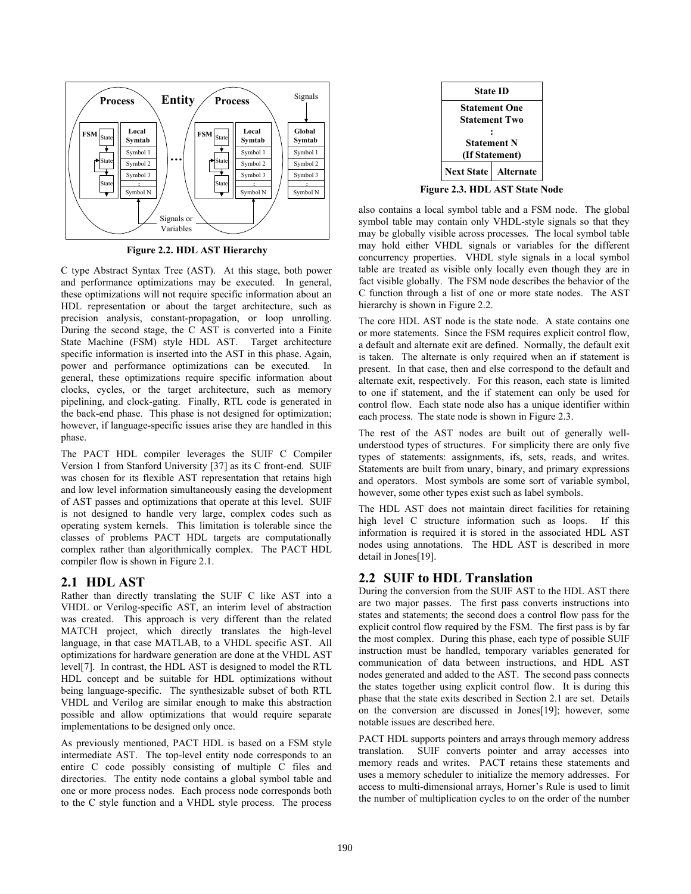Figure 2.2. HDL AST Hierarchy

C type Abstract Syntax Tree (AST). At this stage, both power and performance optimizations may be executed. In general, these optimizations will not require specific information about an HDL representation or about the target architecture, such as precision analysis, constant-propagation, or loop unrolling. During the second stage, the C AST is converted into a Finite State Machine (FSM) style HDL AST. Target architecture specific information is inserted into the AST in this phase. Again, power and performance optimizations can be executed. In general, these optimizations require specific information about clocks, cycles, or the target architecture, such as memory pipelining, and clock-gating. Finally, RTL code is generated in the back-end phase. This phase is not designed for optimization; however, if language-specific issues arise they are handled in this phase.

The PACT HDL compiler leverages the SUIF C Compiler Version 1 from Stanford University [37] as its C front-end. SUIF was chosen for its flexible AST representation that retains high and low level information simultaneously easing the development of AST passes and optimizations that operate at this level. SUIF is not designed to handle very large, complex codes such as operating system kernels. This limitation is tolerable since the classes of problems PACT HDL targets are computationally complex rather than algorithmically complex. The PACT HDL compiler flow is shown in Figure 2.1.

## 2.1 HDL AST

Rather than directly translating the SUIF C like AST into a VHDL or Verilog-specific AST, an interim level of abstraction was created. This approach is very different than the related MATCH project, which directly translates the high-level language, in that case MATLAB, to a VHDL specific AST. All optimizations for hardware generation are done at the VHDL AST level[7]. In contrast, the HDL AST is designed to model the RTL HDL concept and be suitable for HDL optimizations without being language-specific. The synthesizable subset of both RTL VHDL and Verilog are similar enough to make this abstraction possible and allow optimizations that would require separate implementations to be designed only once.

As previously mentioned, PACT HDL is based on a FSM style intermediate AST. The top-level entity node corresponds to an entire C code possibly consisting of multiple C files and directories. The entity node contains a global symbol table and one or more process nodes. Each process node corresponds both to the C style function and a VHDL style process. The process also contains a local symbol table and a FSM node. The global symbol table may contain only VHDL-style signals so that they may be globally visible across processes. The local symbol table may hold either VHDL signals or variables for the different concurrency properties. VHDL style signals in a local symbol table are treated as visible only locally even though they are in fact visible globally. The FSM node describes the behavior of the C function through a list of one or more state nodes. The AST hierarchy is shown in Figure 2.2.

| State ID | |
|---|---|
| Statement One<br>Statement Two<br>:<br>Statement N<br>(If Statement) | |
| Next State | Alternate |

Figure 2.3. HDL AST State Node

The core HDL AST node is the state node. A state contains one or more statements. Since the FSM requires explicit control flow, a default and alternate exit are defined. Normally, the default exit is taken. The alternate is only required when an if statement is present. In that case, then and else correspond to the default and alternate exit, respectively. For this reason, each state is limited to one if statement, and the if statement can only be used for control flow. Each state node also has a unique identifier within each process. The state node is shown in Figure 2.3.

The rest of the AST nodes are built out of generally well-understood types of structures. For simplicity there are only five types of statements: assignments, ifs, sets, reads, and writes. Statements are built from unary, binary, and primary expressions and operators. Most symbols are some sort of variable symbol, however, some other types exist such as label symbols.

The HDL AST does not maintain direct facilities for retaining high level C structure information such as loops. If this information is required it is stored in the associated HDL AST nodes using annotations. The HDL AST is described in more detail in Jones[19].

## 2.2 SUIF to HDL Translation

During the conversion from the SUIF AST to the HDL AST there are two major passes. The first pass converts instructions into states and statements; the second does a control flow pass for the explicit control flow required by the FSM. The first pass is by far the most complex. During this phase, each type of possible SUIF instruction must be handled, temporary variables generated for communication of data between instructions, and HDL AST nodes generated and added to the AST. The second pass connects the states together using explicit control flow. It is during this phase that the state exits described in Section 2.1 are set. Details on the conversion are discussed in Jones[19]; however, some notable issues are described here.

PACT HDL supports pointers and arrays through memory address translation. SUIF converts pointer and array accesses into memory reads and writes. PACT retains these statements and uses a memory scheduler to initialize the memory addresses. For access to multi-dimensional arrays, Horner's Rule is used to limit the number of multiplication cycles to on the order of the number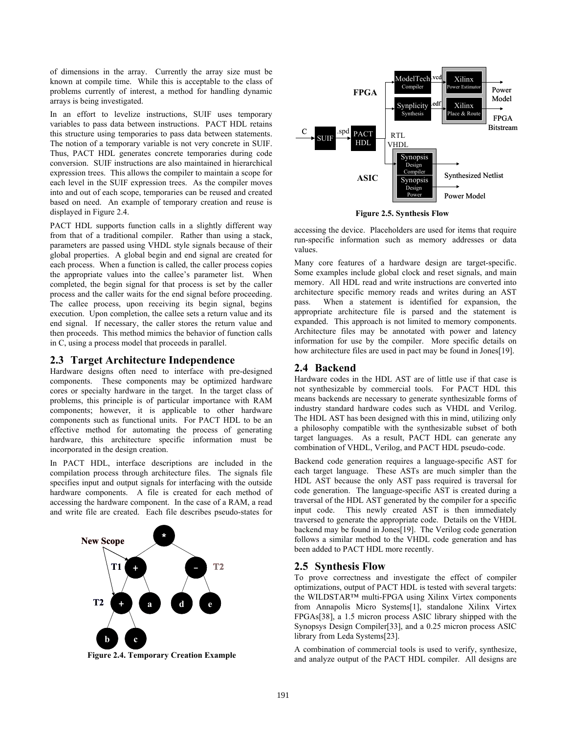of dimensions in the array. Currently the array size must be known at compile time. While this is acceptable to the class of problems currently of interest, a method for handling dynamic arrays is being investigated.

In an effort to levelize instructions, SUIF uses temporary variables to pass data between instructions. PACT HDL retains this structure using temporaries to pass data between statements. The notion of a temporary variable is not very concrete in SUIF. Thus, PACT HDL generates concrete temporaries during code conversion. SUIF instructions are also maintained in hierarchical expression trees. This allows the compiler to maintain a scope for each level in the SUIF expression trees. As the compiler moves into and out of each scope, temporaries can be reused and created based on need. An example of temporary creation and reuse is displayed in Figure 2.4.

PACT HDL supports function calls in a slightly different way from that of a traditional compiler. Rather than using a stack, parameters are passed using VHDL style signals because of their global properties. A global begin and end signal are created for each process. When a function is called, the caller process copies the appropriate values into the callee's parameter list. When completed, the begin signal for that process is set by the caller process and the caller waits for the end signal before proceeding. The callee process, upon receiving its begin signal, begins execution. Upon completion, the callee sets a return value and its end signal. If necessary, the caller stores the return value and then proceeds. This method mimics the behavior of function calls in C, using a process model that proceeds in parallel.

## 2.3 Target Architecture Independence

Hardware designs often need to interface with pre-designed components. These components may be optimized hardware cores or specialty hardware in the target. In the target class of problems, this principle is of particular importance with RAM components; however, it is applicable to other hardware components such as functional units. For PACT HDL to be an effective method for automating the process of generating hardware, this architecture specific information must be incorporated in the design creation.

In PACT HDL, interface descriptions are included in the compilation process through architecture files. The signals file specifies input and output signals for interfacing with the outside hardware components. A file is created for each method of accessing the hardware component. In the case of a RAM, a read and write file are created. Each file describes pseudo-states for accessing the device. Placeholders are used for items that require run-specific information such as memory addresses or data values.

**Figure 2.4. Temporary Creation Example**

Many core features of a hardware design are target-specific. Some examples include global clock and reset signals, and main memory. All HDL read and write instructions are converted into architecture specific memory reads and writes during an AST pass. When a statement is identified for expansion, the appropriate architecture file is parsed and the statement is expanded. This approach is not limited to memory components. Architecture files may be annotated with power and latency information for use by the compiler. More specific details on how architecture files are used in pact may be found in Jones[19].

## 2.4 Backend

Hardware codes in the HDL AST are of little use if that case is not synthesizable by commercial tools. For PACT HDL this means backends are necessary to generate synthesizable forms of industry standard hardware codes such as VHDL and Verilog. The HDL AST has been designed with this in mind, utilizing only a philosophy compatible with the synthesizable subset of both target languages. As a result, PACT HDL can generate any combination of VHDL, Verilog, and PACT HDL pseudo-code.

Backend code generation requires a language-specific AST for each target language. These ASTs are much simpler than the HDL AST because the only AST pass required is traversal for code generation. The language-specific AST is created during a traversal of the HDL AST generated by the compiler for a specific input code. This newly created AST is then immediately traversed to generate the appropriate code. Details on the VHDL backend may be found in Jones[19]. The Verilog code generation follows a similar method to the VHDL code generation and has been added to PACT HDL more recently.

**Figure 2.5. Synthesis Flow**

## 2.5 Synthesis Flow

To prove correctness and investigate the effect of compiler optimizations, output of PACT HDL is tested with several targets: the WILDSTAR™ multi-FPGA using Xilinx Virtex components from Annapolis Micro Systems[1], standalone Xilinx Virtex FPGAs[38], a 1.5 micron process ASIC library shipped with the Synopsys Design Compiler[33], and a 0.25 micron process ASIC library from Leda Systems[23].

A combination of commercial tools is used to verify, synthesize, and analyze output of the PACT HDL compiler. All designs are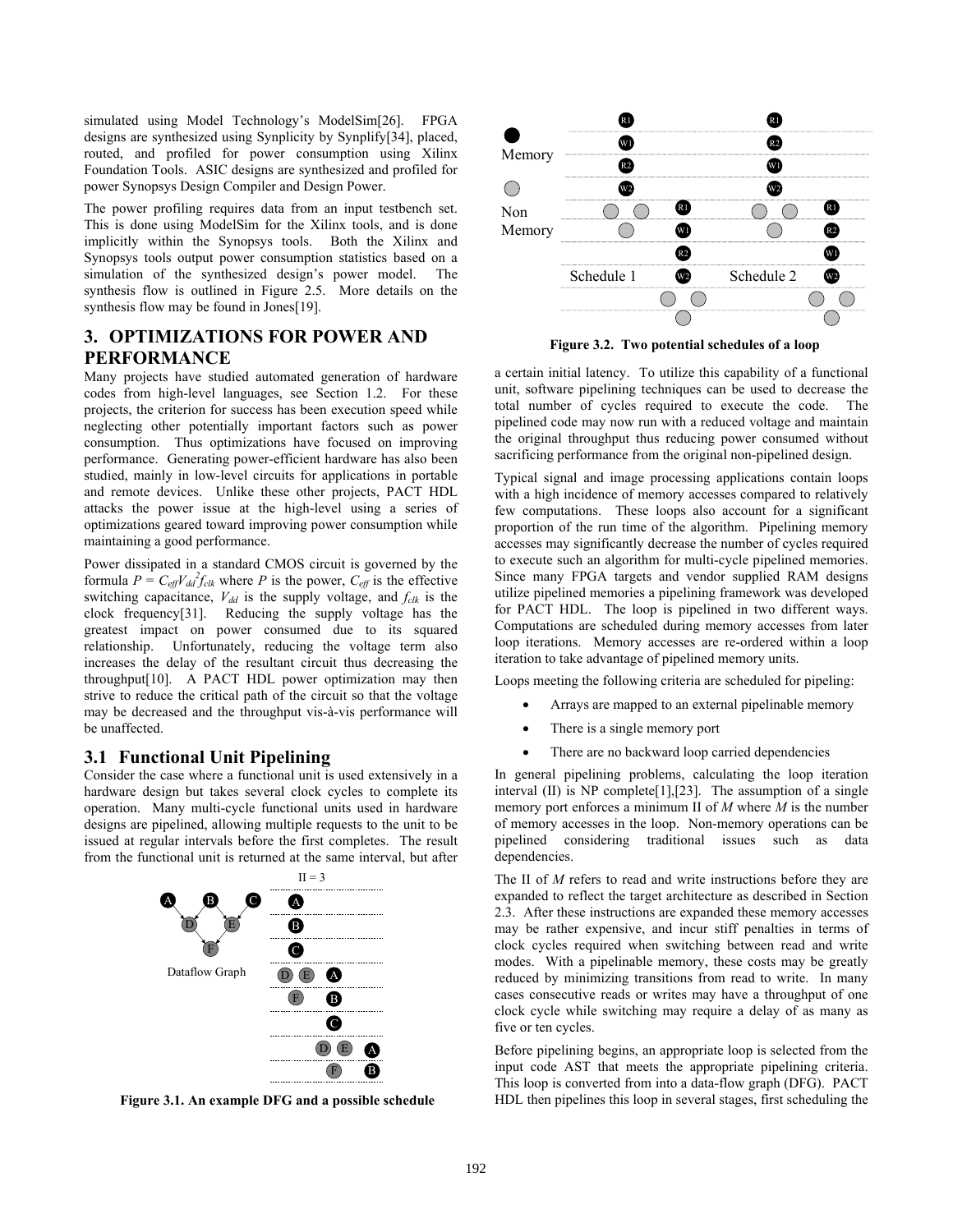simulated using Model Technology's ModelSim[26]. FPGA designs are synthesized using Synplicity by Synplify[34], placed, routed, and profiled for power consumption using Xilinx Foundation Tools. ASIC designs are synthesized and profiled for power Synopsys Design Compiler and Design Power.

The power profiling requires data from an input testbench set. This is done using ModelSim for the Xilinx tools, and is done implicitly within the Synopsys tools. Both the Xilinx and Synopsys tools output power consumption statistics based on a simulation of the synthesized design's power model. The synthesis flow is outlined in Figure 2.5. More details on the synthesis flow may be found in Jones[19].

# 3. OPTIMIZATIONS FOR POWER AND PERFORMANCE

Many projects have studied automated generation of hardware codes from high-level languages, see Section 1.2. For these projects, the criterion for success has been execution speed while neglecting other potentially important factors such as power consumption. Thus optimizations have focused on improving performance. Generating power-efficient hardware has also been studied, mainly in low-level circuits for applications in portable and remote devices. Unlike these other projects, PACT HDL attacks the power issue at the high-level using a series of optimizations geared toward improving power consumption while maintaining a good performance.

Power dissipated in a standard CMOS circuit is governed by the formula $P = C_{eff}V_{dd}^2f_{clk}$ where $P$ is the power, $C_{eff}$ is the effective switching capacitance, $V_{dd}$ is the supply voltage, and $f_{clk}$ is the clock frequency[31]. Reducing the supply voltage has the greatest impact on power consumed due to its squared relationship. Unfortunately, reducing the voltage term also increases the delay of the resultant circuit thus decreasing the throughput[10]. A PACT HDL power optimization may then strive to reduce the critical path of the circuit so that the voltage may be decreased and the throughput vis-à-vis performance will be unaffected.

## 3.1 Functional Unit Pipelining

Consider the case where a functional unit is used extensively in a hardware design but takes several clock cycles to complete its operation. Many multi-cycle functional units used in hardware designs are pipelined, allowing multiple requests to the unit to be issued at regular intervals before the first completes. The result from the functional unit is returned at the same interval, but after a certain initial latency. To utilize this capability of a functional unit, software pipelining techniques can be used to decrease the total number of cycles required to execute the code. The pipelined code may now run with a reduced voltage and maintain the original throughput thus reducing power consumed without sacrificing performance from the original non-pipelined design.

**Figure 3.1. An example DFG and a possible schedule**

**Figure 3.2. Two potential schedules of a loop**

Typical signal and image processing applications contain loops with a high incidence of memory accesses compared to relatively few computations. These loops also account for a significant proportion of the run time of the algorithm. Pipelining memory accesses may significantly decrease the number of cycles required to execute such an algorithm for multi-cycle pipelined memories. Since many FPGA targets and vendor supplied RAM designs utilize pipelined memories a pipelining framework was developed for PACT HDL. The loop is pipelined in two different ways. Computations are scheduled during memory accesses from later loop iterations. Memory accesses are re-ordered within a loop iteration to take advantage of pipelined memory units.

Loops meeting the following criteria are scheduled for pipeling:

- Arrays are mapped to an external pipelinable memory
- There is a single memory port
- There are no backward loop carried dependencies

In general pipelining problems, calculating the loop iteration interval (II) is NP complete[1],[23]. The assumption of a single memory port enforces a minimum II of $M$ where $M$ is the number of memory accesses in the loop. Non-memory operations can be pipelined considering traditional issues such as data dependencies.

The II of $M$ refers to read and write instructions before they are expanded to reflect the target architecture as described in Section 2.3. After these instructions are expanded these memory accesses may be rather expensive, and incur stiff penalties in terms of clock cycles required when switching between read and write modes. With a pipelinable memory, these costs may be greatly reduced by minimizing transitions from read to write. In many cases consecutive reads or writes may have a throughput of one clock cycle while switching may require a delay of as many as five or ten cycles.

Before pipelining begins, an appropriate loop is selected from the input code AST that meets the appropriate pipelining criteria. This loop is converted from into a data-flow graph (DFG). PACT HDL then pipelines this loop in several stages, first scheduling the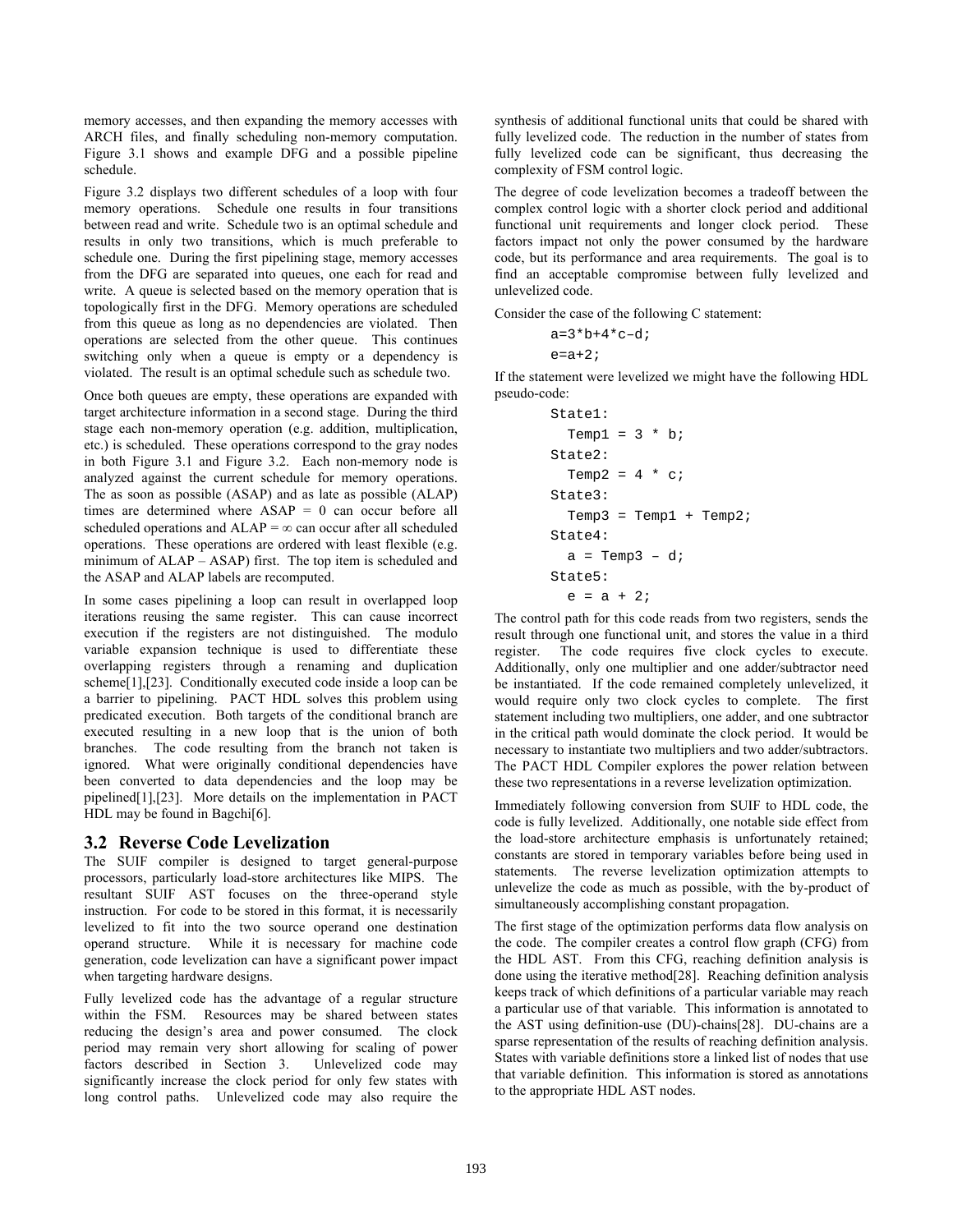memory accesses, and then expanding the memory accesses with ARCH files, and finally scheduling non-memory computation. Figure 3.1 shows and example DFG and a possible pipeline schedule.

Figure 3.2 displays two different schedules of a loop with four memory operations. Schedule one results in four transitions between read and write. Schedule two is an optimal schedule and results in only two transitions, which is much preferable to schedule one. During the first pipelining stage, memory accesses from the DFG are separated into queues, one each for read and write. A queue is selected based on the memory operation that is topologically first in the DFG. Memory operations are scheduled from this queue as long as no dependencies are violated. Then operations are selected from the other queue. This continues switching only when a queue is empty or a dependency is violated. The result is an optimal schedule such as schedule two.

Once both queues are empty, these operations are expanded with target architecture information in a second stage. During the third stage each non-memory operation (e.g. addition, multiplication, etc.) is scheduled. These operations correspond to the gray nodes in both Figure 3.1 and Figure 3.2. Each non-memory node is analyzed against the current schedule for memory operations. The as soon as possible (ASAP) and as late as possible (ALAP) times are determined where ASAP = 0 can occur before all scheduled operations and ALAP = $\infty$ can occur after all scheduled operations. These operations are ordered with least flexible (e.g. minimum of ALAP – ASAP) first. The top item is scheduled and the ASAP and ALAP labels are recomputed.

In some cases pipelining a loop can result in overlapped loop iterations reusing the same register. This can cause incorrect execution if the registers are not distinguished. The modulo variable expansion technique is used to differentiate these overlapping registers through a renaming and duplication scheme[1],[23]. Conditionally executed code inside a loop can be a barrier to pipelining. PACT HDL solves this problem using predicated execution. Both targets of the conditional branch are executed resulting in a new loop that is the union of both branches. The code resulting from the branch not taken is ignored. What were originally conditional dependencies have been converted to data dependencies and the loop may be pipelined[1],[23]. More details on the implementation in PACT HDL may be found in Bagchi[6].

## 3.2 Reverse Code Levelization

The SUIF compiler is designed to target general-purpose processors, particularly load-store architectures like MIPS. The resultant SUIF AST focuses on the three-operand style instruction. For code to be stored in this format, it is necessarily levelized to fit into the two source operand one destination operand structure. While it is necessary for machine code generation, code levelization can have a significant power impact when targeting hardware designs.

Fully levelized code has the advantage of a regular structure within the FSM. Resources may be shared between states reducing the design's area and power consumed. The clock period may remain very short allowing for scaling of power factors described in Section 3. Unlevelized code may significantly increase the clock period for only few states with long control paths. Unlevelized code may also require the synthesis of additional functional units that could be shared with fully levelized code. The reduction in the number of states from fully levelized code can be significant, thus decreasing the complexity of FSM control logic.

The degree of code levelization becomes a tradeoff between the complex control logic with a shorter clock period and additional functional unit requirements and longer clock period. These factors impact not only the power consumed by the hardware code, but its performance and area requirements. The goal is to find an acceptable compromise between fully levelized and unlevelized code.

Consider the case of the following C statement:

```
a=3*b+4*c–d;
e=a+2;
```

If the statement were levelized we might have the following HDL pseudo-code:

```
State1:
  Temp1 = 3 * b;
State2:
  Temp2 = 4 * c;
State3:
  Temp3 = Temp1 + Temp2;
State4:
  a = Temp3 – d;
State5:
  e = a + 2;
```

The control path for this code reads from two registers, sends the result through one functional unit, and stores the value in a third register. The code requires five clock cycles to execute. Additionally, only one multiplier and one adder/subtractor need be instantiated. If the code remained completely unlevelized, it would require only two clock cycles to complete. The first statement including two multipliers, one adder, and one subtractor in the critical path would dominate the clock period. It would be necessary to instantiate two multipliers and two adder/subtractors. The PACT HDL Compiler explores the power relation between these two representations in a reverse levelization optimization.

Immediately following conversion from SUIF to HDL code, the code is fully levelized. Additionally, one notable side effect from the load-store architecture emphasis is unfortunately retained; constants are stored in temporary variables before being used in statements. The reverse levelization optimization attempts to unlevelize the code as much as possible, with the by-product of simultaneously accomplishing constant propagation.

The first stage of the optimization performs data flow analysis on the code. The compiler creates a control flow graph (CFG) from the HDL AST. From this CFG, reaching definition analysis is done using the iterative method[28]. Reaching definition analysis keeps track of which definitions of a particular variable may reach a particular use of that variable. This information is annotated to the AST using definition-use (DU)-chains[28]. DU-chains are a sparse representation of the results of reaching definition analysis. States with variable definitions store a linked list of nodes that use that variable definition. This information is stored as annotations to the appropriate HDL AST nodes.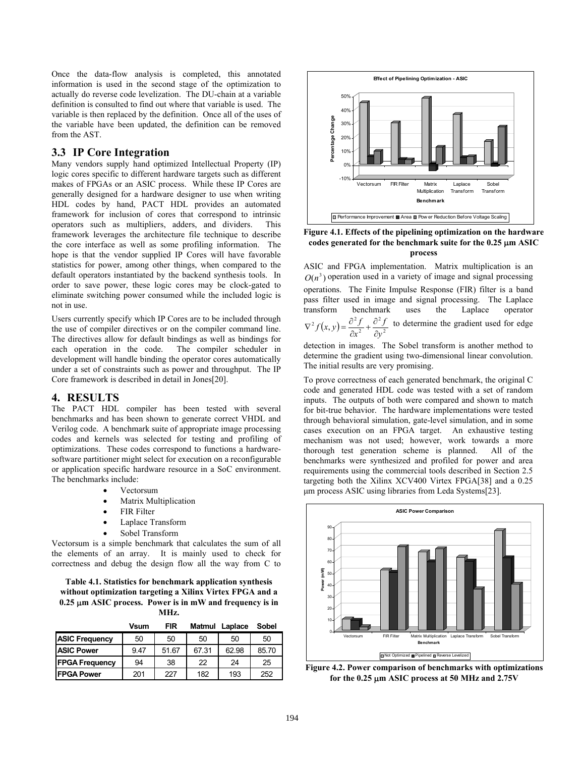Once the data-flow analysis is completed, this annotated information is used in the second stage of the optimization to actually do reverse code levelization. The DU-chain at a variable definition is consulted to find out where that variable is used. The variable is then replaced by the definition. Once all of the uses of the variable have been updated, the definition can be removed from the AST.

## 3.3 IP Core Integration

Many vendors supply hand optimized Intellectual Property (IP) logic cores specific to different hardware targets such as different makes of FPGAs or an ASIC process. While these IP Cores are generally designed for a hardware designer to use when writing HDL codes by hand, PACT HDL provides an automated framework for inclusion of cores that correspond to intrinsic operators such as multipliers, adders, and dividers. This framework leverages the architecture file technique to describe the core interface as well as some profiling information. The hope is that the vendor supplied IP Cores will have favorable statistics for power, among other things, when compared to the default operators instantiated by the backend synthesis tools. In order to save power, these logic cores may be clock-gated to eliminate switching power consumed while the included logic is not in use.

Users currently specify which IP Cores are to be included through the use of compiler directives or on the compiler command line. The directives allow for default bindings as well as bindings for each operation in the code. The compiler scheduler in development will handle binding the operator cores automatically under a set of constraints such as power and throughput. The IP Core framework is described in detail in Jones[20].

# 4. RESULTS

The PACT HDL compiler has been tested with several benchmarks and has been shown to generate correct VHDL and Verilog code. A benchmark suite of appropriate image processing codes and kernels was selected for testing and profiling of optimizations. These codes correspond to functions a hardware-software partitioner might select for execution on a reconfigurable or application specific hardware resource in a SoC environment. The benchmarks include:

- Vectorsum
- Matrix Multiplication
- FIR Filter
- Laplace Transform
- Sobel Transform

Vectorsum is a simple benchmark that calculates the sum of all the elements of an array. It is mainly used to check for correctness and debug the design flow all the way from C to ASIC and FPGA implementation. Matrix multiplication is an $O(n^3)$ operation used in a variety of image and signal processing operations. The Finite Impulse Response (FIR) filter is a band pass filter used in image and signal processing. The Laplace transform benchmark uses the Laplace operator $\nabla^2 f(x,y) = \frac{\partial^2 f}{\partial x^2} + \frac{\partial^2 f}{\partial y^2}$ to determine the gradient used for edge detection in images. The Sobel transform is another method to determine the gradient using two-dimensional linear convolution. The initial results are very promising.

**Table 4.1. Statistics for benchmark application synthesis without optimization targeting a Xilinx Virtex FPGA and a 0.25 μm ASIC process. Power is in mW and frequency is in MHz.**

| | Vsum | FIR | Matmul | Laplace | Sobel |
|---|---|---|---|---|---|
| **ASIC Frequency** | 50 | 50 | 50 | 50 | 50 |
| **ASIC Power** | 9.47 | 51.67 | 67.31 | 62.98 | 85.70 |
| **FPGA Frequency** | 94 | 38 | 22 | 24 | 25 |
| **FPGA Power** | 201 | 227 | 182 | 193 | 252 |

**Figure 4.1. Effects of the pipelining optimization on the hardware codes generated for the benchmark suite for the 0.25 μm ASIC process**

To prove correctness of each generated benchmark, the original C code and generated HDL code was tested with a set of random inputs. The outputs of both were compared and shown to match for bit-true behavior. The hardware implementations were tested through behavioral simulation, gate-level simulation, and in some cases execution on an FPGA target. An exhaustive testing mechanism was not used; however, work towards a more thorough test generation scheme is planned. All of the benchmarks were synthesized and profiled for power and area requirements using the commercial tools described in Section 2.5 targeting both the Xilinx XCV400 Virtex FPGA[38] and a 0.25 μm process ASIC using libraries from Leda Systems[23].

**Figure 4.2. Power comparison of benchmarks with optimizations for the 0.25 μm ASIC process at 50 MHz and 2.75V**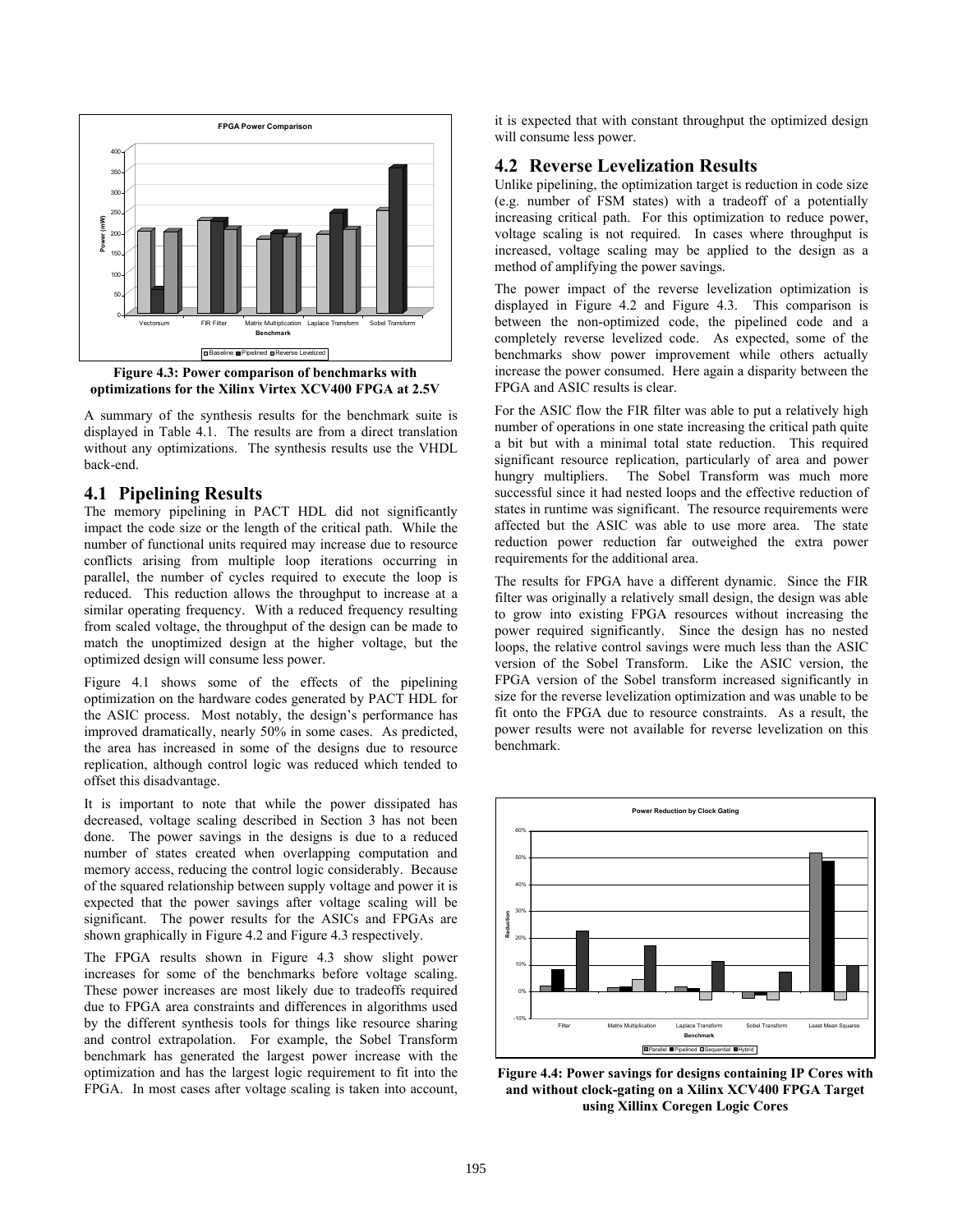Figure 4.3: Power comparison of benchmarks with optimizations for the Xilinx Virtex XCV400 FPGA at 2.5V

A summary of the synthesis results for the benchmark suite is displayed in Table 4.1. The results are from a direct translation without any optimizations. The synthesis results use the VHDL back-end.

## 4.1 Pipelining Results

The memory pipelining in PACT HDL did not significantly impact the code size or the length of the critical path. While the number of functional units required may increase due to resource conflicts arising from multiple loop iterations occurring in parallel, the number of cycles required to execute the loop is reduced. This reduction allows the throughput to increase at a similar operating frequency. With a reduced frequency resulting from scaled voltage, the throughput of the design can be made to match the unoptimized design at the higher voltage, but the optimized design will consume less power.

Figure 4.1 shows some of the effects of the pipelining optimization on the hardware codes generated by PACT HDL for the ASIC process. Most notably, the design's performance has improved dramatically, nearly 50% in some cases. As predicted, the area has increased in some of the designs due to resource replication, although control logic was reduced which tended to offset this disadvantage.

It is important to note that while the power dissipated has decreased, voltage scaling described in Section 3 has not been done. The power savings in the designs is due to a reduced number of states created when overlapping computation and memory access, reducing the control logic considerably. Because of the squared relationship between supply voltage and power it is expected that the power savings after voltage scaling will be significant. The power results for the ASICs and FPGAs are shown graphically in Figure 4.2 and Figure 4.3 respectively.

The FPGA results shown in Figure 4.3 show slight power increases for some of the benchmarks before voltage scaling. These power increases are most likely due to tradeoffs required due to FPGA area constraints and differences in algorithms used by the different synthesis tools for things like resource sharing and control extrapolation. For example, the Sobel Transform benchmark has generated the largest power increase with the optimization and has the largest logic requirement to fit into the FPGA. In most cases after voltage scaling is taken into account, it is expected that with constant throughput the optimized design will consume less power.

## 4.2 Reverse Levelization Results

Unlike pipelining, the optimization target is reduction in code size (e.g. number of FSM states) with a tradeoff of a potentially increasing critical path. For this optimization to reduce power, voltage scaling is not required. In cases where throughput is increased, voltage scaling may be applied to the design as a method of amplifying the power savings.

The power impact of the reverse levelization optimization is displayed in Figure 4.2 and Figure 4.3. This comparison is between the non-optimized code, the pipelined code and a completely reverse levelized code. As expected, some of the benchmarks show power improvement while others actually increase the power consumed. Here again a disparity between the FPGA and ASIC results is clear.

For the ASIC flow the FIR filter was able to put a relatively high number of operations in one state increasing the critical path quite a bit but with a minimal total state reduction. This required significant resource replication, particularly of area and power hungry multipliers. The Sobel Transform was much more successful since it had nested loops and the effective reduction of states in runtime was significant. The resource requirements were affected but the ASIC was able to use more area. The state reduction power reduction far outweighed the extra power requirements for the additional area.

The results for FPGA have a different dynamic. Since the FIR filter was originally a relatively small design, the design was able to grow into existing FPGA resources without increasing the power required significantly. Since the design has no nested loops, the relative control savings were much less than the ASIC version of the Sobel Transform. Like the ASIC version, the FPGA version of the Sobel transform increased significantly in size for the reverse levelization optimization and was unable to be fit onto the FPGA due to resource constraints. As a result, the power results were not available for reverse levelization on this benchmark.

Figure 4.4: Power savings for designs containing IP Cores with and without clock-gating on a Xilinx XCV400 FPGA Target using Xillinx Coregen Logic Cores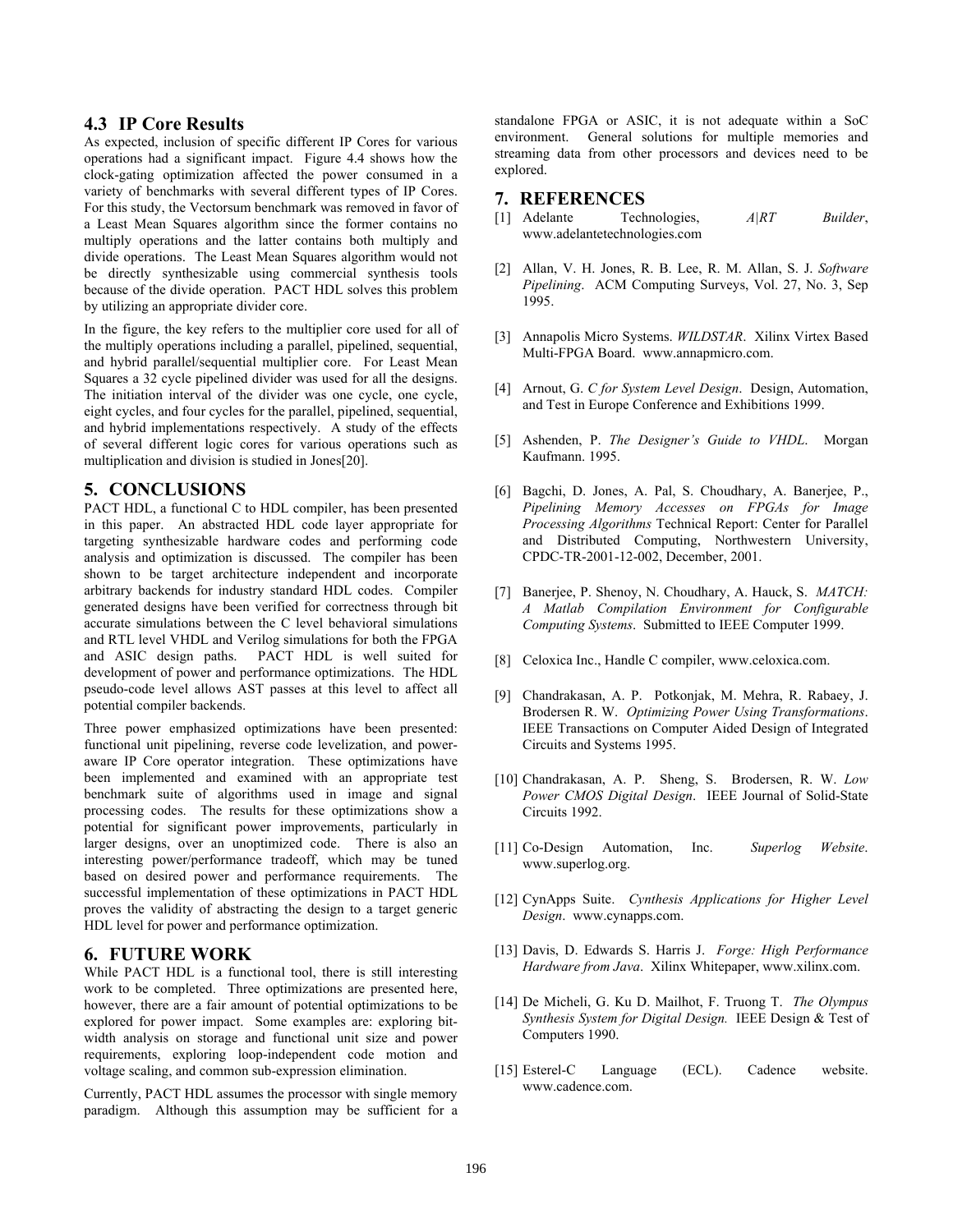### 4.3 IP Core Results

As expected, inclusion of specific different IP Cores for various operations had a significant impact. Figure 4.4 shows how the clock-gating optimization affected the power consumed in a variety of benchmarks with several different types of IP Cores. For this study, the Vectorsum benchmark was removed in favor of a Least Mean Squares algorithm since the former contains no multiply operations and the latter contains both multiply and divide operations. The Least Mean Squares algorithm would not be directly synthesizable using commercial synthesis tools because of the divide operation. PACT HDL solves this problem by utilizing an appropriate divider core.

In the figure, the key refers to the multiplier core used for all of the multiply operations including a parallel, pipelined, sequential, and hybrid parallel/sequential multiplier core. For Least Mean Squares a 32 cycle pipelined divider was used for all the designs. The initiation interval of the divider was one cycle, one cycle, eight cycles, and four cycles for the parallel, pipelined, sequential, and hybrid implementations respectively. A study of the effects of several different logic cores for various operations such as multiplication and division is studied in Jones[20].

## 5. CONCLUSIONS

PACT HDL, a functional C to HDL compiler, has been presented in this paper. An abstracted HDL code layer appropriate for targeting synthesizable hardware codes and performing code analysis and optimization is discussed. The compiler has been shown to be target architecture independent and incorporate arbitrary backends for industry standard HDL codes. Compiler generated designs have been verified for correctness through bit accurate simulations between the C level behavioral simulations and RTL level VHDL and Verilog simulations for both the FPGA and ASIC design paths. PACT HDL is well suited for development of power and performance optimizations. The HDL pseudo-code level allows AST passes at this level to affect all potential compiler backends.

Three power emphasized optimizations have been presented: functional unit pipelining, reverse code levelization, and power-aware IP Core operator integration. These optimizations have been implemented and examined with an appropriate test benchmark suite of algorithms used in image and signal processing codes. The results for these optimizations show a potential for significant power improvements, particularly in larger designs, over an unoptimized code. There is also an interesting power/performance tradeoff, which may be tuned based on desired power and performance requirements. The successful implementation of these optimizations in PACT HDL proves the validity of abstracting the design to a target generic HDL level for power and performance optimization.

## 6. FUTURE WORK

While PACT HDL is a functional tool, there is still interesting work to be completed. Three optimizations are presented here, however, there are a fair amount of potential optimizations to be explored for power impact. Some examples are: exploring bit-width analysis on storage and functional unit size and power requirements, exploring loop-independent code motion and voltage scaling, and common sub-expression elimination.

Currently, PACT HDL assumes the processor with single memory paradigm. Although this assumption may be sufficient for a standalone FPGA or ASIC, it is not adequate within a SoC environment. General solutions for multiple memories and streaming data from other processors and devices need to be explored.

## 7. REFERENCES

[1] Adelante Technologies, *A|RT Builder*, www.adelantetechnologies.com

[2] Allan, V. H. Jones, R. B. Lee, R. M. Allan, S. J. *Software Pipelining*. ACM Computing Surveys, Vol. 27, No. 3, Sep 1995.

[3] Annapolis Micro Systems. *WILDSTAR*. Xilinx Virtex Based Multi-FPGA Board. www.annapmicro.com.

[4] Arnout, G. *C for System Level Design*. Design, Automation, and Test in Europe Conference and Exhibitions 1999.

[5] Ashenden, P. *The Designer's Guide to VHDL*. Morgan Kaufmann. 1995.

[6] Bagchi, D. Jones, A. Pal, S. Choudhary, A. Banerjee, P., *Pipelining Memory Accesses on FPGAs for Image Processing Algorithms* Technical Report: Center for Parallel and Distributed Computing, Northwestern University, CPDC-TR-2001-12-002, December, 2001.

[7] Banerjee, P. Shenoy, N. Choudhary, A. Hauck, S. *MATCH: A Matlab Compilation Environment for Configurable Computing Systems*. Submitted to IEEE Computer 1999.

[8] Celoxica Inc., Handle C compiler, www.celoxica.com.

[9] Chandrakasan, A. P. Potkonjak, M. Mehra, R. Rabaey, J. Brodersen R. W. *Optimizing Power Using Transformations*. IEEE Transactions on Computer Aided Design of Integrated Circuits and Systems 1995.

[10] Chandrakasan, A. P. Sheng, S. Brodersen, R. W. *Low Power CMOS Digital Design*. IEEE Journal of Solid-State Circuits 1992.

[11] Co-Design Automation, Inc. *Superlog Website*. www.superlog.org.

[12] CynApps Suite. *Cynthesis Applications for Higher Level Design*. www.cynapps.com.

[13] Davis, D. Edwards S. Harris J. *Forge: High Performance Hardware from Java*. Xilinx Whitepaper, www.xilinx.com.

[14] De Micheli, G. Ku D. Mailhot, F. Truong T. *The Olympus Synthesis System for Digital Design.* IEEE Design & Test of Computers 1990.

[15] Esterel-C Language (ECL). Cadence website. www.cadence.com.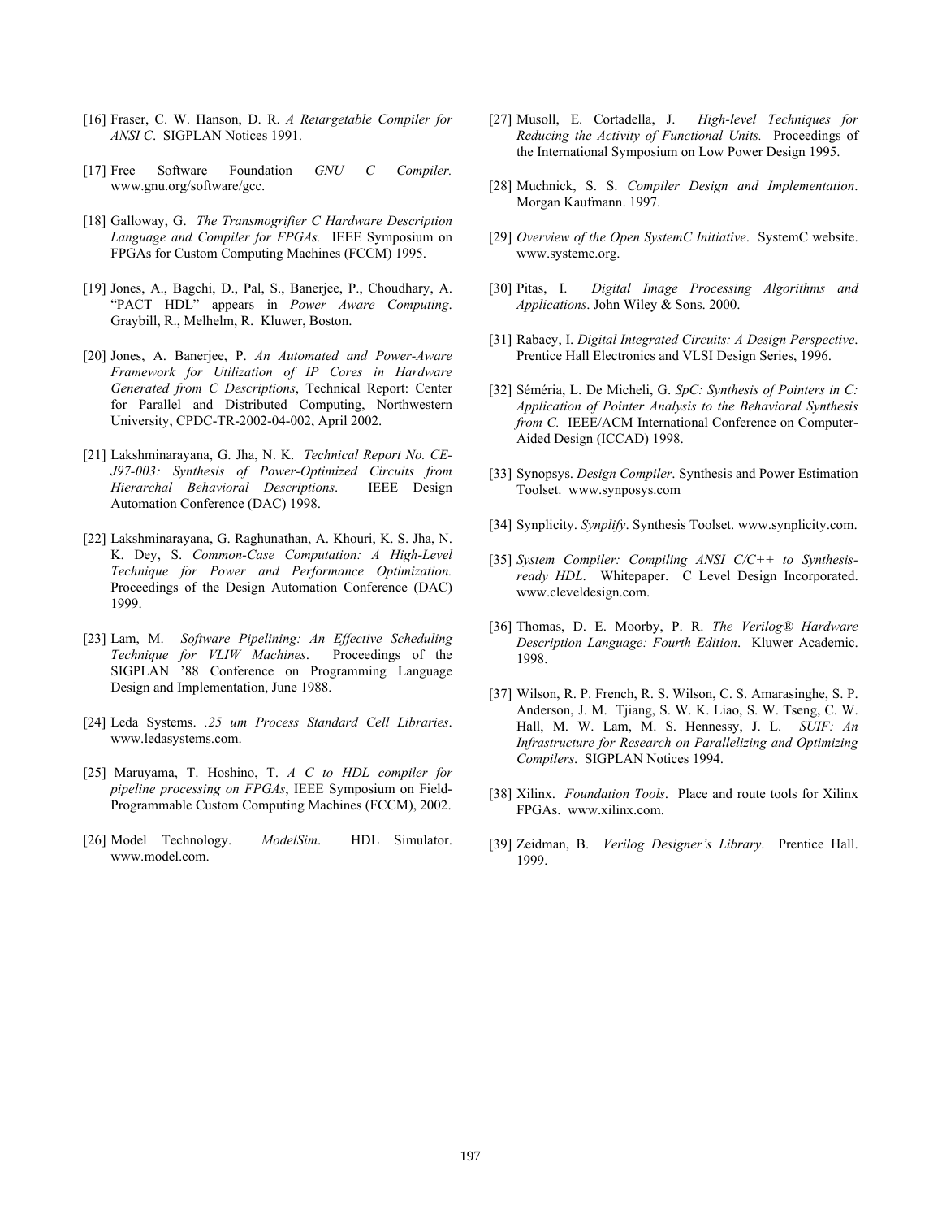[16] Fraser, C. W. Hanson, D. R. *A Retargetable Compiler for ANSI C*. SIGPLAN Notices 1991.

[17] Free Software Foundation *GNU C Compiler.* www.gnu.org/software/gcc.

[18] Galloway, G. *The Transmogrifier C Hardware Description Language and Compiler for FPGAs.* IEEE Symposium on FPGAs for Custom Computing Machines (FCCM) 1995.

[19] Jones, A., Bagchi, D., Pal, S., Banerjee, P., Choudhary, A. "PACT HDL" appears in *Power Aware Computing*. Graybill, R., Melhelm, R. Kluwer, Boston.

[20] Jones, A. Banerjee, P. *An Automated and Power-Aware Framework for Utilization of IP Cores in Hardware Generated from C Descriptions*, Technical Report: Center for Parallel and Distributed Computing, Northwestern University, CPDC-TR-2002-04-002, April 2002.

[21] Lakshminarayana, G. Jha, N. K. *Technical Report No. CE-J97-003: Synthesis of Power-Optimized Circuits from Hierarchal Behavioral Descriptions*. IEEE Design Automation Conference (DAC) 1998.

[22] Lakshminarayana, G. Raghunathan, A. Khouri, K. S. Jha, N. K. Dey, S. *Common-Case Computation: A High-Level Technique for Power and Performance Optimization.* Proceedings of the Design Automation Conference (DAC) 1999.

[23] Lam, M. *Software Pipelining: An Effective Scheduling Technique for VLIW Machines*. Proceedings of the SIGPLAN '88 Conference on Programming Language Design and Implementation, June 1988.

[24] Leda Systems. *.25 um Process Standard Cell Libraries*. www.ledasystems.com.

[25] Maruyama, T. Hoshino, T. *A C to HDL compiler for pipeline processing on FPGAs*, IEEE Symposium on Field-Programmable Custom Computing Machines (FCCM), 2002.

[26] Model Technology. *ModelSim*. HDL Simulator. www.model.com.

[27] Musoll, E. Cortadella, J. *High-level Techniques for Reducing the Activity of Functional Units.* Proceedings of the International Symposium on Low Power Design 1995.

[28] Muchnick, S. S. *Compiler Design and Implementation*. Morgan Kaufmann. 1997.

[29] *Overview of the Open SystemC Initiative*. SystemC website. www.systemc.org.

[30] Pitas, I. *Digital Image Processing Algorithms and Applications*. John Wiley & Sons. 2000.

[31] Rabacy, I. *Digital Integrated Circuits: A Design Perspective*. Prentice Hall Electronics and VLSI Design Series, 1996.

[32] Séméria, L. De Micheli, G. *SpC: Synthesis of Pointers in C: Application of Pointer Analysis to the Behavioral Synthesis from C.* IEEE/ACM International Conference on Computer-Aided Design (ICCAD) 1998.

[33] Synopsys. *Design Compiler*. Synthesis and Power Estimation Toolset. www.synposys.com

[34] Synplicity. *Synplify*. Synthesis Toolset. www.synplicity.com.

[35] *System Compiler: Compiling ANSI C/C++ to Synthesis-ready HDL*. Whitepaper. C Level Design Incorporated. www.cleveldesign.com.

[36] Thomas, D. E. Moorby, P. R. *The Verilog® Hardware Description Language: Fourth Edition*. Kluwer Academic. 1998.

[37] Wilson, R. P. French, R. S. Wilson, C. S. Amarasinghe, S. P. Anderson, J. M. Tjiang, S. W. K. Liao, S. W. Tseng, C. W. Hall, M. W. Lam, M. S. Hennessy, J. L. *SUIF: An Infrastructure for Research on Parallelizing and Optimizing Compilers*. SIGPLAN Notices 1994.

[38] Xilinx. *Foundation Tools*. Place and route tools for Xilinx FPGAs. www.xilinx.com.

[39] Zeidman, B. *Verilog Designer's Library*. Prentice Hall. 1999.